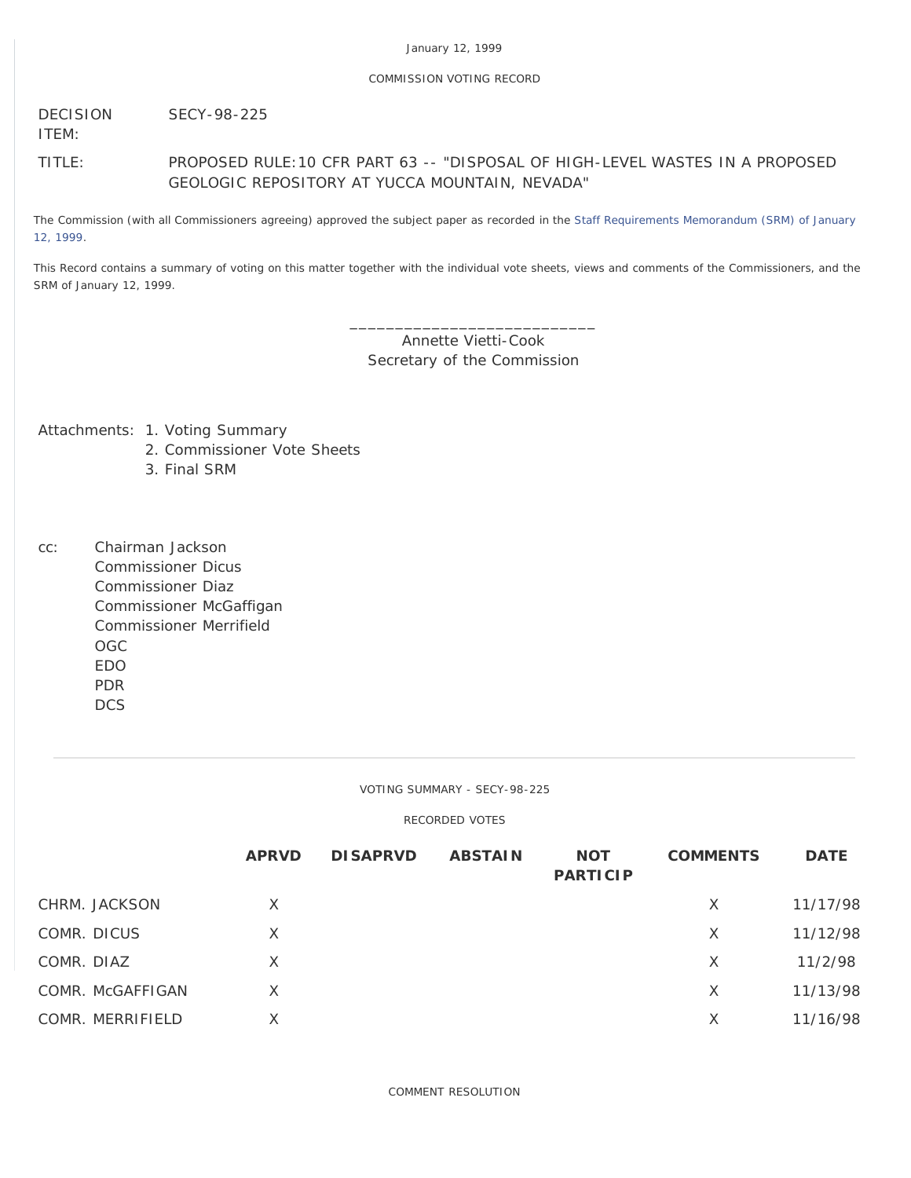January 12, 1999

COMMISSION VOTING RECORD

DECISION ITEM: SECY-98-225

TITLE: PROPOSED RULE:10 CFR PART 63 -- "DISPOSAL OF HIGH-LEVEL WASTES IN A PROPOSED GEOLOGIC REPOSITORY AT YUCCA MOUNTAIN, NEVADA"

The Commission (with all Commissioners agreeing) approved the subject paper as recorded in the Staff Requirements Memorandum (SRM) of January 12, 1999.

This Record contains a summary of voting on this matter together with the individual vote sheets, views and comments of the Commissioners, and the SRM of January 12, 1999.

\_\_\_\_\_\_\_\_\_\_\_\_\_\_\_\_\_\_\_\_\_\_\_\_\_\_\_
Annette Vietti-Cook
Secretary of the Commission

Attachments:
1. Voting Summary
2. Commissioner Vote Sheets
3. Final SRM

cc:
- Chairman Jackson
- Commissioner Dicus
- Commissioner Diaz
- Commissioner McGaffigan
- Commissioner Merrifield
- OGC
- EDO
- PDR
- DCS

---

VOTING SUMMARY - SECY-98-225

RECORDED VOTES

| | APRVD | DISAPRVD | ABSTAIN | NOT PARTICIP | COMMENTS | DATE |
|---|---|---|---|---|---|---|
| CHRM. JACKSON | X | | | | X | 11/17/98 |
| COMR. DICUS | X | | | | X | 11/12/98 |
| COMR. DIAZ | X | | | | X | 11/2/98 |
| COMR. McGAFFIGAN | X | | | | X | 11/13/98 |
| COMR. MERRIFIELD | X | | | | X | 11/16/98 |

COMMENT RESOLUTION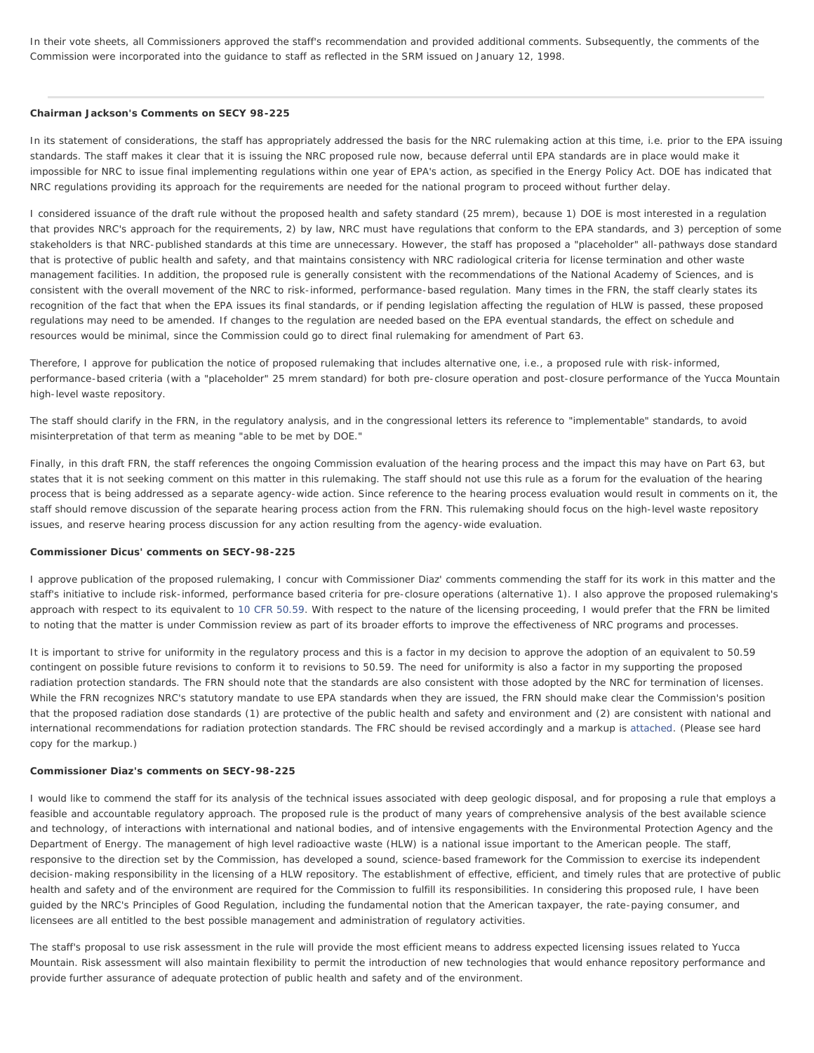In their vote sheets, all Commissioners approved the staff's recommendation and provided additional comments. Subsequently, the comments of the Commission were incorporated into the guidance to staff as reflected in the SRM issued on January 12, 1998.

---

**Chairman Jackson's Comments on SECY 98-225**

In its statement of considerations, the staff has appropriately addressed the basis for the NRC rulemaking action at this time, i.e. prior to the EPA issuing standards. The staff makes it clear that it is issuing the NRC proposed rule now, because deferral until EPA standards are in place would make it impossible for NRC to issue final implementing regulations within one year of EPA's action, as specified in the Energy Policy Act. DOE has indicated that NRC regulations providing its approach for the requirements are needed for the national program to proceed without further delay.

I considered issuance of the draft rule without the proposed health and safety standard (25 mrem), because 1) DOE is most interested in a regulation that provides NRC's approach for the requirements, 2) by law, NRC must have regulations that conform to the EPA standards, and 3) perception of some stakeholders is that NRC-published standards at this time are unnecessary. However, the staff has proposed a "placeholder" all-pathways dose standard that is protective of public health and safety, and that maintains consistency with NRC radiological criteria for license termination and other waste management facilities. In addition, the proposed rule is generally consistent with the recommendations of the National Academy of Sciences, and is consistent with the overall movement of the NRC to risk-informed, performance-based regulation. Many times in the FRN, the staff clearly states its recognition of the fact that when the EPA issues its final standards, or if pending legislation affecting the regulation of HLW is passed, these proposed regulations may need to be amended. If changes to the regulation are needed based on the EPA eventual standards, the effect on schedule and resources would be minimal, since the Commission could go to direct final rulemaking for amendment of Part 63.

Therefore, I approve for publication the notice of proposed rulemaking that includes alternative one, i.e., a proposed rule with risk-informed, performance-based criteria (with a "placeholder" 25 mrem standard) for both pre-closure operation and post-closure performance of the Yucca Mountain high-level waste repository.

The staff should clarify in the FRN, in the regulatory analysis, and in the congressional letters its reference to "implementable" standards, to avoid misinterpretation of that term as meaning "able to be met by DOE."

Finally, in this draft FRN, the staff references the ongoing Commission evaluation of the hearing process and the impact this may have on Part 63, but states that it is not seeking comment on this matter in this rulemaking. The staff should not use this rule as a forum for the evaluation of the hearing process that is being addressed as a separate agency-wide action. Since reference to the hearing process evaluation would result in comments on it, the staff should remove discussion of the separate hearing process action from the FRN. This rulemaking should focus on the high-level waste repository issues, and reserve hearing process discussion for any action resulting from the agency-wide evaluation.

**Commissioner Dicus' comments on SECY-98-225**

I approve publication of the proposed rulemaking, I concur with Commissioner Diaz' comments commending the staff for its work in this matter and the staff's initiative to include risk-informed, performance based criteria for pre-closure operations (alternative 1). I also approve the proposed rulemaking's approach with respect to its equivalent to 10 CFR 50.59. With respect to the nature of the licensing proceeding, I would prefer that the FRN be limited to noting that the matter is under Commission review as part of its broader efforts to improve the effectiveness of NRC programs and processes.

It is important to strive for uniformity in the regulatory process and this is a factor in my decision to approve the adoption of an equivalent to 50.59 contingent on possible future revisions to conform it to revisions to 50.59. The need for uniformity is also a factor in my supporting the proposed radiation protection standards. The FRN should note that the standards are also consistent with those adopted by the NRC for termination of licenses. While the FRN recognizes NRC's statutory mandate to use EPA standards when they are issued, the FRN should make clear the Commission's position that the proposed radiation dose standards (1) are protective of the public health and safety and environment and (2) are consistent with national and international recommendations for radiation protection standards. The FRC should be revised accordingly and a markup is attached. (Please see hard copy for the markup.)

**Commissioner Diaz's comments on SECY-98-225**

I would like to commend the staff for its analysis of the technical issues associated with deep geologic disposal, and for proposing a rule that employs a feasible and accountable regulatory approach. The proposed rule is the product of many years of comprehensive analysis of the best available science and technology, of interactions with international and national bodies, and of intensive engagements with the Environmental Protection Agency and the Department of Energy. The management of high level radioactive waste (HLW) is a national issue important to the American people. The staff, responsive to the direction set by the Commission, has developed a sound, science-based framework for the Commission to exercise its independent decision-making responsibility in the licensing of a HLW repository. The establishment of effective, efficient, and timely rules that are protective of public health and safety and of the environment are required for the Commission to fulfill its responsibilities. In considering this proposed rule, I have been guided by the NRC's Principles of Good Regulation, including the fundamental notion that the American taxpayer, the rate-paying consumer, and licensees are all entitled to the best possible management and administration of regulatory activities.

The staff's proposal to use risk assessment in the rule will provide the most efficient means to address expected licensing issues related to Yucca Mountain. Risk assessment will also maintain flexibility to permit the introduction of new technologies that would enhance repository performance and provide further assurance of adequate protection of public health and safety and of the environment.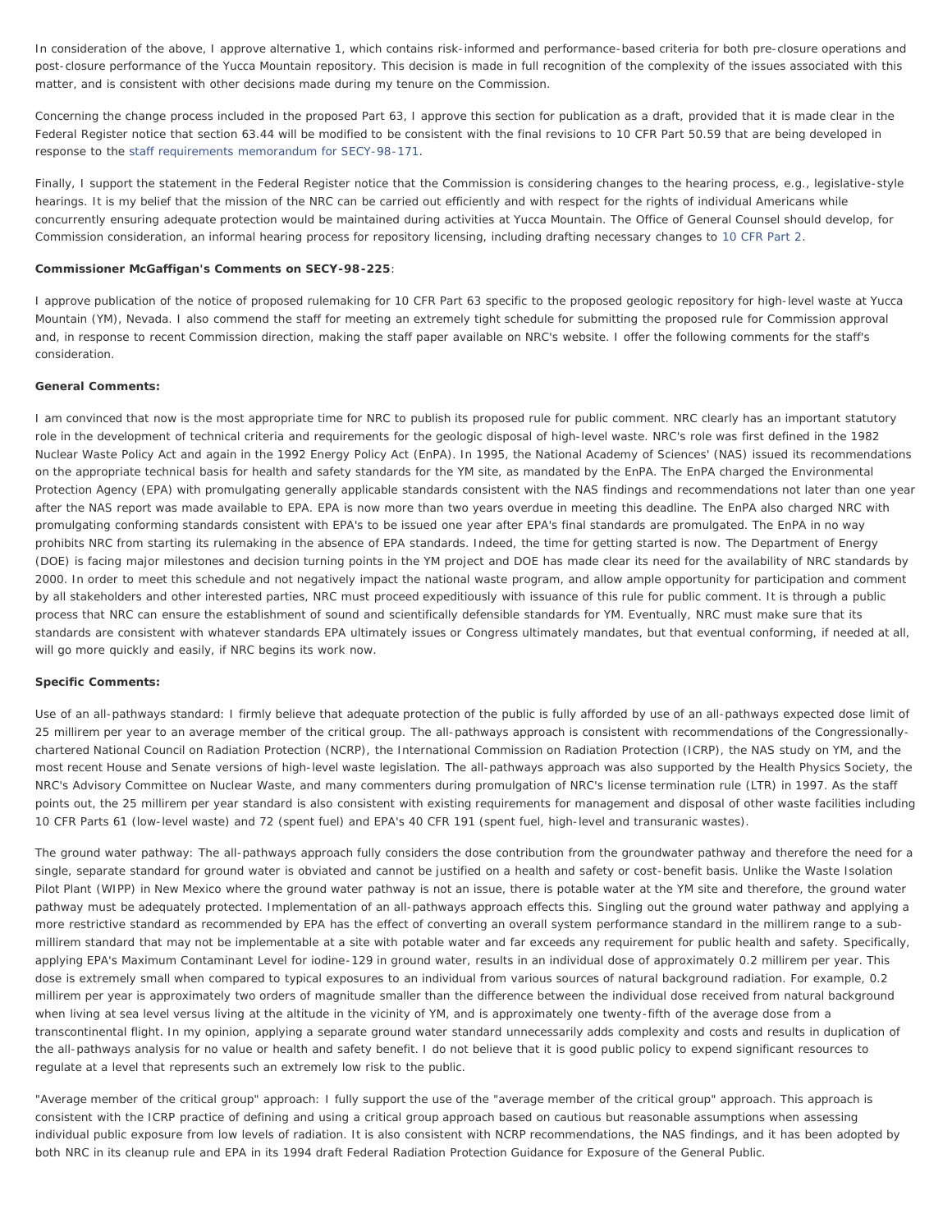In consideration of the above, I approve alternative 1, which contains risk-informed and performance-based criteria for both pre-closure operations and post-closure performance of the Yucca Mountain repository. This decision is made in full recognition of the complexity of the issues associated with this matter, and is consistent with other decisions made during my tenure on the Commission.

Concerning the change process included in the proposed Part 63, I approve this section for publication as a draft, provided that it is made clear in the Federal Register notice that section 63.44 will be modified to be consistent with the final revisions to 10 CFR Part 50.59 that are being developed in response to the staff requirements memorandum for SECY-98-171.

Finally, I support the statement in the Federal Register notice that the Commission is considering changes to the hearing process, e.g., legislative-style hearings. It is my belief that the mission of the NRC can be carried out efficiently and with respect for the rights of individual Americans while concurrently ensuring adequate protection would be maintained during activities at Yucca Mountain. The Office of General Counsel should develop, for Commission consideration, an informal hearing process for repository licensing, including drafting necessary changes to 10 CFR Part 2.

**Commissioner McGaffigan's Comments on SECY-98-225**:

I approve publication of the notice of proposed rulemaking for 10 CFR Part 63 specific to the proposed geologic repository for high-level waste at Yucca Mountain (YM), Nevada. I also commend the staff for meeting an extremely tight schedule for submitting the proposed rule for Commission approval and, in response to recent Commission direction, making the staff paper available on NRC's website. I offer the following comments for the staff's consideration.

**General Comments:**

I am convinced that now is the most appropriate time for NRC to publish its proposed rule for public comment. NRC clearly has an important statutory role in the development of technical criteria and requirements for the geologic disposal of high-level waste. NRC's role was first defined in the 1982 Nuclear Waste Policy Act and again in the 1992 Energy Policy Act (EnPA). In 1995, the National Academy of Sciences' (NAS) issued its recommendations on the appropriate technical basis for health and safety standards for the YM site, as mandated by the EnPA. The EnPA charged the Environmental Protection Agency (EPA) with promulgating generally applicable standards consistent with the NAS findings and recommendations not later than one year after the NAS report was made available to EPA. EPA is now more than two years overdue in meeting this deadline. The EnPA also charged NRC with promulgating conforming standards consistent with EPA's to be issued one year after EPA's final standards are promulgated. The EnPA in no way prohibits NRC from starting its rulemaking in the absence of EPA standards. Indeed, the time for getting started is now. The Department of Energy (DOE) is facing major milestones and decision turning points in the YM project and DOE has made clear its need for the availability of NRC standards by 2000. In order to meet this schedule and not negatively impact the national waste program, and allow ample opportunity for participation and comment by all stakeholders and other interested parties, NRC must proceed expeditiously with issuance of this rule for public comment. It is through a public process that NRC can ensure the establishment of sound and scientifically defensible standards for YM. Eventually, NRC must make sure that its standards are consistent with whatever standards EPA ultimately issues or Congress ultimately mandates, but that eventual conforming, if needed at all, will go more quickly and easily, if NRC begins its work now.

**Specific Comments:**

Use of an all-pathways standard: I firmly believe that adequate protection of the public is fully afforded by use of an all-pathways expected dose limit of 25 millirem per year to an average member of the critical group. The all-pathways approach is consistent with recommendations of the Congressionally-chartered National Council on Radiation Protection (NCRP), the International Commission on Radiation Protection (ICRP), the NAS study on YM, and the most recent House and Senate versions of high-level waste legislation. The all-pathways approach was also supported by the Health Physics Society, the NRC's Advisory Committee on Nuclear Waste, and many commenters during promulgation of NRC's license termination rule (LTR) in 1997. As the staff points out, the 25 millirem per year standard is also consistent with existing requirements for management and disposal of other waste facilities including 10 CFR Parts 61 (low-level waste) and 72 (spent fuel) and EPA's 40 CFR 191 (spent fuel, high-level and transuranic wastes).

The ground water pathway: The all-pathways approach fully considers the dose contribution from the groundwater pathway and therefore the need for a single, separate standard for ground water is obviated and cannot be justified on a health and safety or cost-benefit basis. Unlike the Waste Isolation Pilot Plant (WIPP) in New Mexico where the ground water pathway is not an issue, there is potable water at the YM site and therefore, the ground water pathway must be adequately protected. Implementation of an all-pathways approach effects this. Singling out the ground water pathway and applying a more restrictive standard as recommended by EPA has the effect of converting an overall system performance standard in the millirem range to a sub-millirem standard that may not be implementable at a site with potable water and far exceeds any requirement for public health and safety. Specifically, applying EPA's Maximum Contaminant Level for iodine-129 in ground water, results in an individual dose of approximately 0.2 millirem per year. This dose is extremely small when compared to typical exposures to an individual from various sources of natural background radiation. For example, 0.2 millirem per year is approximately two orders of magnitude smaller than the difference between the individual dose received from natural background when living at sea level versus living at the altitude in the vicinity of YM, and is approximately one twenty-fifth of the average dose from a transcontinental flight. In my opinion, applying a separate ground water standard unnecessarily adds complexity and costs and results in duplication of the all-pathways analysis for no value or health and safety benefit. I do not believe that it is good public policy to expend significant resources to regulate at a level that represents such an extremely low risk to the public.

"Average member of the critical group" approach: I fully support the use of the "average member of the critical group" approach. This approach is consistent with the ICRP practice of defining and using a critical group approach based on cautious but reasonable assumptions when assessing individual public exposure from low levels of radiation. It is also consistent with NCRP recommendations, the NAS findings, and it has been adopted by both NRC in its cleanup rule and EPA in its 1994 draft Federal Radiation Protection Guidance for Exposure of the General Public.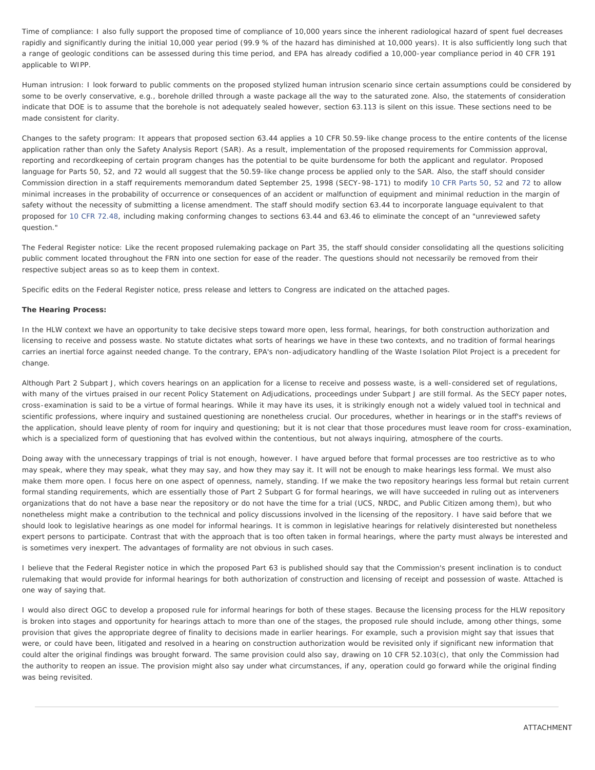Time of compliance: I also fully support the proposed time of compliance of 10,000 years since the inherent radiological hazard of spent fuel decreases rapidly and significantly during the initial 10,000 year period (99.9 % of the hazard has diminished at 10,000 years). It is also sufficiently long such that a range of geologic conditions can be assessed during this time period, and EPA has already codified a 10,000-year compliance period in 40 CFR 191 applicable to WIPP.

Human intrusion: I look forward to public comments on the proposed stylized human intrusion scenario since certain assumptions could be considered by some to be overly conservative, e.g., borehole drilled through a waste package all the way to the saturated zone. Also, the statements of consideration indicate that DOE is to assume that the borehole is not adequately sealed however, section 63.113 is silent on this issue. These sections need to be made consistent for clarity.

Changes to the safety program: It appears that proposed section 63.44 applies a 10 CFR 50.59-like change process to the entire contents of the license application rather than only the Safety Analysis Report (SAR). As a result, implementation of the proposed requirements for Commission approval, reporting and recordkeeping of certain program changes has the potential to be quite burdensome for both the applicant and regulator. Proposed language for Parts 50, 52, and 72 would all suggest that the 50.59-like change process be applied only to the SAR. Also, the staff should consider Commission direction in a staff requirements memorandum dated September 25, 1998 (SECY-98-171) to modify 10 CFR Parts 50, 52 and 72 to allow minimal increases in the probability of occurrence or consequences of an accident or malfunction of equipment and minimal reduction in the margin of safety without the necessity of submitting a license amendment. The staff should modify section 63.44 to incorporate language equivalent to that proposed for 10 CFR 72.48, including making conforming changes to sections 63.44 and 63.46 to eliminate the concept of an "unreviewed safety question."

The Federal Register notice: Like the recent proposed rulemaking package on Part 35, the staff should consider consolidating all the questions soliciting public comment located throughout the FRN into one section for ease of the reader. The questions should not necessarily be removed from their respective subject areas so as to keep them in context.

Specific edits on the Federal Register notice, press release and letters to Congress are indicated on the attached pages.

**The Hearing Process:**

In the HLW context we have an opportunity to take decisive steps toward more open, less formal, hearings, for both construction authorization and licensing to receive and possess waste. No statute dictates what sorts of hearings we have in these two contexts, and no tradition of formal hearings carries an inertial force against needed change. To the contrary, EPA's non-adjudicatory handling of the Waste Isolation Pilot Project is a precedent for change.

Although Part 2 Subpart J, which covers hearings on an application for a license to receive and possess waste, is a well-considered set of regulations, with many of the virtues praised in our recent Policy Statement on Adjudications, proceedings under Subpart J are still formal. As the SECY paper notes, cross-examination is said to be a virtue of formal hearings. While it may have its uses, it is strikingly enough not a widely valued tool in technical and scientific professions, where inquiry and sustained questioning are nonetheless crucial. Our procedures, whether in hearings or in the staff's reviews of the application, should leave plenty of room for inquiry and questioning; but it is not clear that those procedures must leave room for cross-examination, which is a specialized form of questioning that has evolved within the contentious, but not always inquiring, atmosphere of the courts.

Doing away with the unnecessary trappings of trial is not enough, however. I have argued before that formal processes are too restrictive as to who may speak, where they may speak, what they may say, and how they may say it. It will not be enough to make hearings less formal. We must also make them more open. I focus here on one aspect of openness, namely, standing. If we make the two repository hearings less formal but retain current formal standing requirements, which are essentially those of Part 2 Subpart G for formal hearings, we will have succeeded in ruling out as interveners organizations that do not have a base near the repository or do not have the time for a trial (UCS, NRDC, and Public Citizen among them), but who nonetheless might make a contribution to the technical and policy discussions involved in the licensing of the repository. I have said before that we should look to legislative hearings as one model for informal hearings. It is common in legislative hearings for relatively disinterested but nonetheless expert persons to participate. Contrast that with the approach that is too often taken in formal hearings, where the party must always be interested and is sometimes very inexpert. The advantages of formality are not obvious in such cases.

I believe that the Federal Register notice in which the proposed Part 63 is published should say that the Commission's present inclination is to conduct rulemaking that would provide for informal hearings for both authorization of construction and licensing of receipt and possession of waste. Attached is one way of saying that.

I would also direct OGC to develop a proposed rule for informal hearings for both of these stages. Because the licensing process for the HLW repository is broken into stages and opportunity for hearings attach to more than one of the stages, the proposed rule should include, among other things, some provision that gives the appropriate degree of finality to decisions made in earlier hearings. For example, such a provision might say that issues that were, or could have been, litigated and resolved in a hearing on construction authorization would be revisited only if significant new information that could alter the original findings was brought forward. The same provision could also say, drawing on 10 CFR 52.103(c), that only the Commission had the authority to reopen an issue. The provision might also say under what circumstances, if any, operation could go forward while the original finding was being revisited.

ATTACHMENT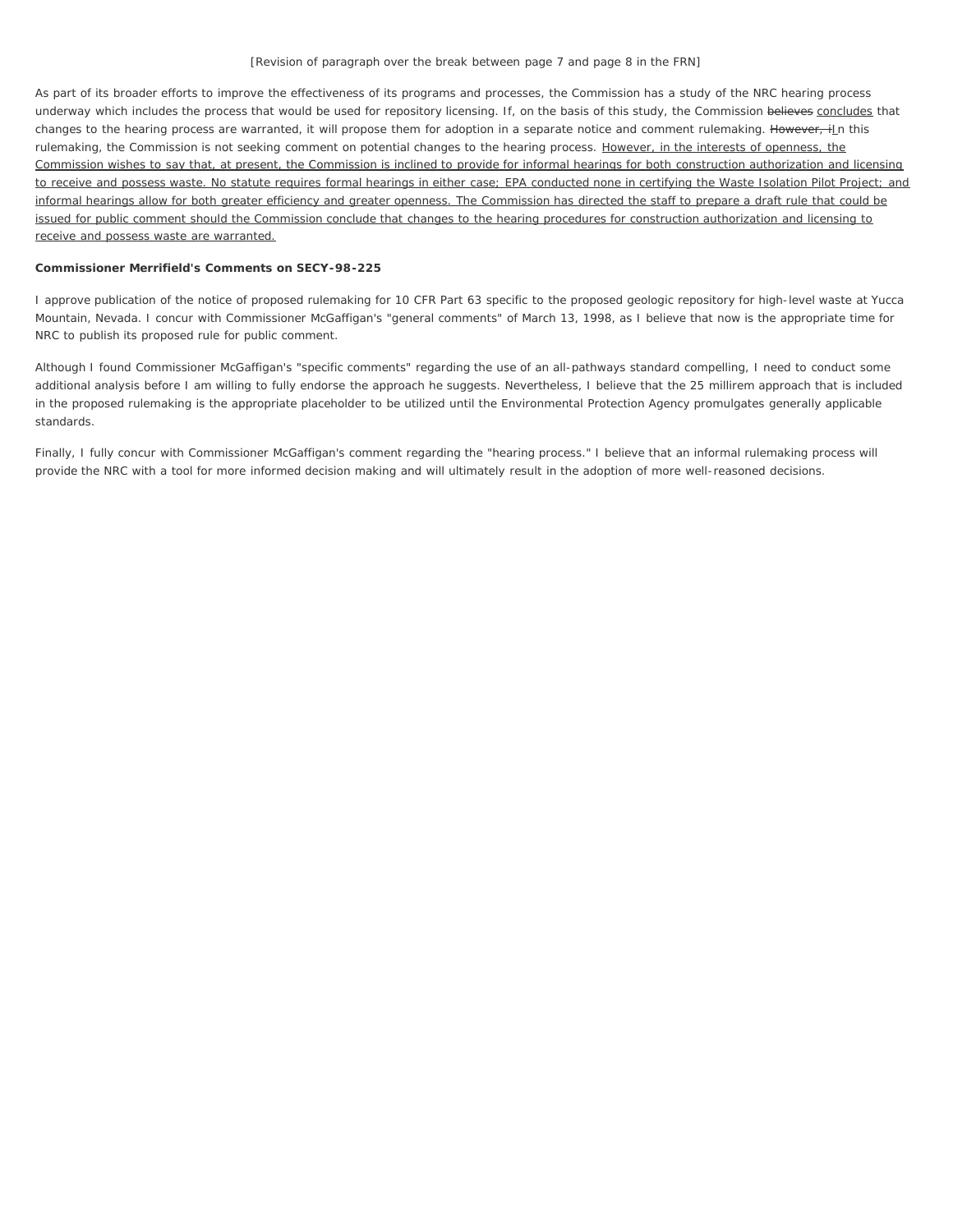[Revision of paragraph over the break between page 7 and page 8 in the FRN]

As part of its broader efforts to improve the effectiveness of its programs and processes, the Commission has a study of the NRC hearing process underway which includes the process that would be used for repository licensing. If, on the basis of this study, the Commission ~~believes~~ <u>concludes</u> that changes to the hearing process are warranted, it will propose them for adoption in a separate notice and comment rulemaking. ~~However, i~~<u>I</u>n this rulemaking, the Commission is not seeking comment on potential changes to the hearing process. <u>However, in the interests of openness, the Commission wishes to say that, at present, the Commission is inclined to provide for informal hearings for both construction authorization and licensing to receive and possess waste. No statute requires formal hearings in either case; EPA conducted none in certifying the Waste Isolation Pilot Project; and informal hearings allow for both greater efficiency and greater openness. The Commission has directed the staff to prepare a draft rule that could be issued for public comment should the Commission conclude that changes to the hearing procedures for construction authorization and licensing to receive and possess waste are warranted.</u>

**Commissioner Merrifield's Comments on SECY-98-225**

I approve publication of the notice of proposed rulemaking for 10 CFR Part 63 specific to the proposed geologic repository for high-level waste at Yucca Mountain, Nevada. I concur with Commissioner McGaffigan's "general comments" of March 13, 1998, as I believe that now is the appropriate time for NRC to publish its proposed rule for public comment.

Although I found Commissioner McGaffigan's "specific comments" regarding the use of an all-pathways standard compelling, I need to conduct some additional analysis before I am willing to fully endorse the approach he suggests. Nevertheless, I believe that the 25 millirem approach that is included in the proposed rulemaking is the appropriate placeholder to be utilized until the Environmental Protection Agency promulgates generally applicable standards.

Finally, I fully concur with Commissioner McGaffigan's comment regarding the "hearing process." I believe that an informal rulemaking process will provide the NRC with a tool for more informed decision making and will ultimately result in the adoption of more well-reasoned decisions.